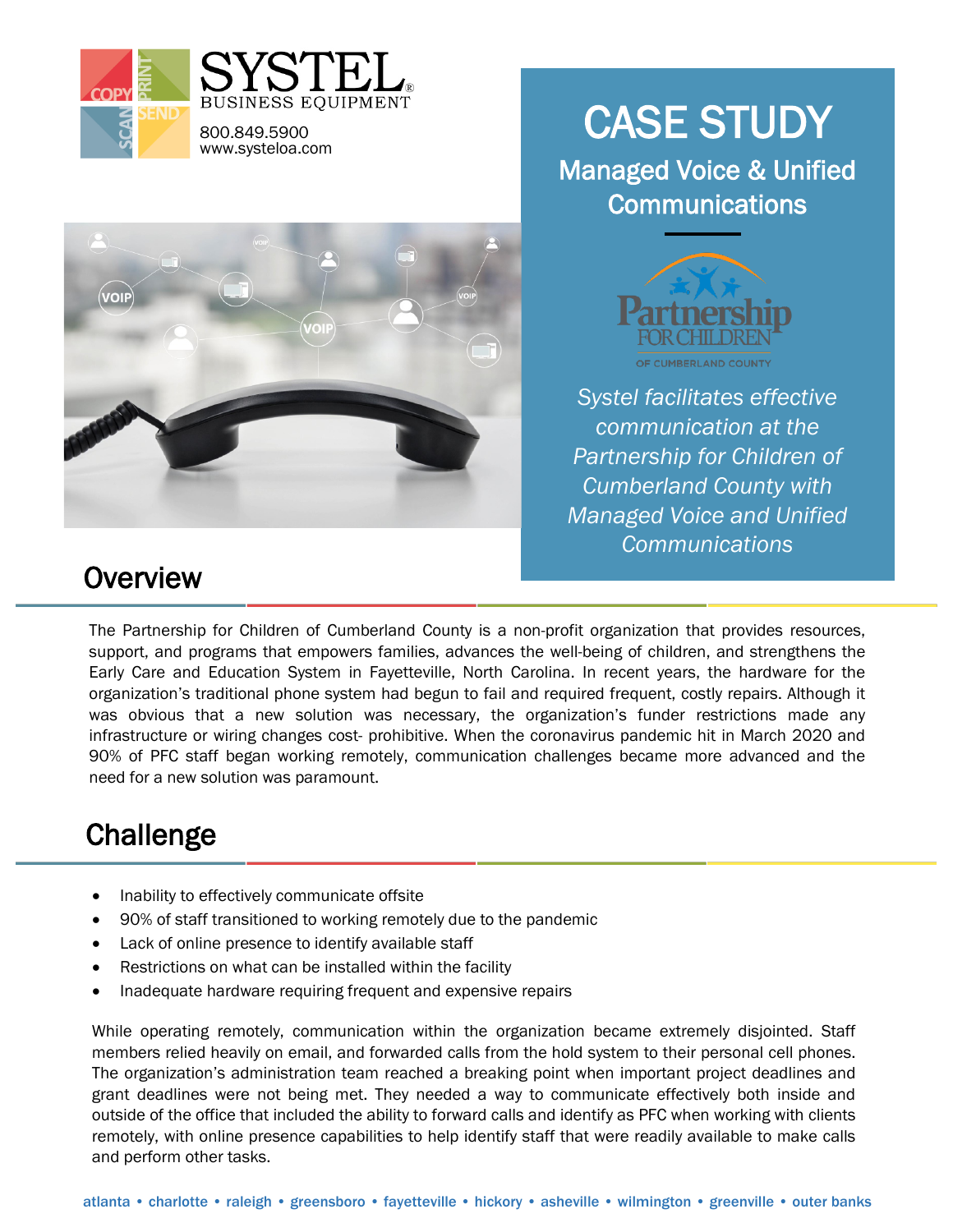SYSTEL
BUSINESS EQUIPMENT
800.849.5900
www.systeloa.com

# CASE STUDY

## Managed Voice & Unified Communications

Partnership FOR CHILDREN OF CUMBERLAND COUNTY

*Systel facilitates effective communication at the Partnership for Children of Cumberland County with Managed Voice and Unified Communications*

## Overview

The Partnership for Children of Cumberland County is a non-profit organization that provides resources, support, and programs that empowers families, advances the well-being of children, and strengthens the Early Care and Education System in Fayetteville, North Carolina. In recent years, the hardware for the organization's traditional phone system had begun to fail and required frequent, costly repairs. Although it was obvious that a new solution was necessary, the organization's funder restrictions made any infrastructure or wiring changes cost- prohibitive. When the coronavirus pandemic hit in March 2020 and 90% of PFC staff began working remotely, communication challenges became more advanced and the need for a new solution was paramount.

## Challenge

- Inability to effectively communicate offsite
- 90% of staff transitioned to working remotely due to the pandemic
- Lack of online presence to identify available staff
- Restrictions on what can be installed within the facility
- Inadequate hardware requiring frequent and expensive repairs

While operating remotely, communication within the organization became extremely disjointed. Staff members relied heavily on email, and forwarded calls from the hold system to their personal cell phones. The organization's administration team reached a breaking point when important project deadlines and grant deadlines were not being met. They needed a way to communicate effectively both inside and outside of the office that included the ability to forward calls and identify as PFC when working with clients remotely, with online presence capabilities to help identify staff that were readily available to make calls and perform other tasks.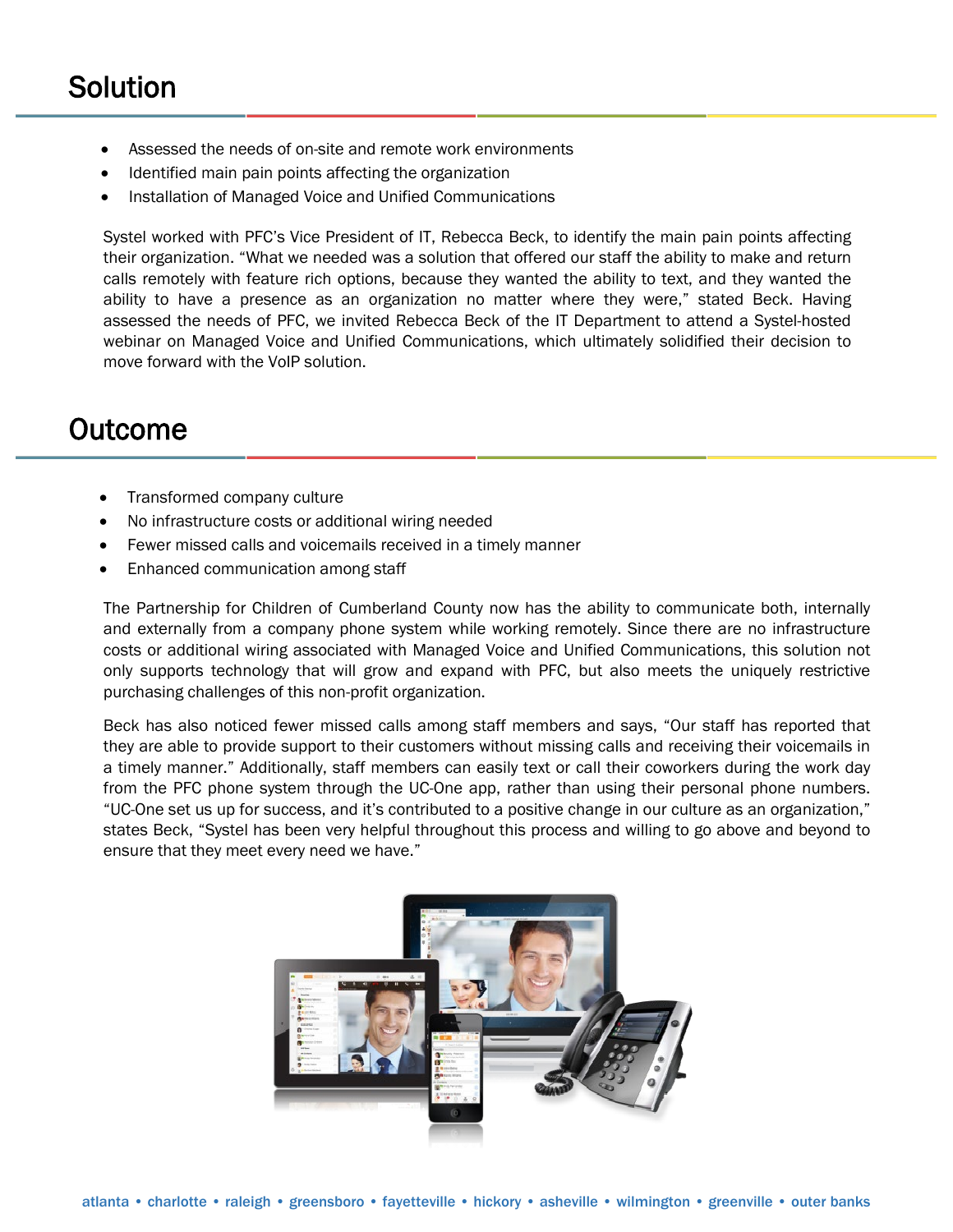# Solution

- Assessed the needs of on-site and remote work environments
- Identified main pain points affecting the organization
- Installation of Managed Voice and Unified Communications

Systel worked with PFC's Vice President of IT, Rebecca Beck, to identify the main pain points affecting their organization. "What we needed was a solution that offered our staff the ability to make and return calls remotely with feature rich options, because they wanted the ability to text, and they wanted the ability to have a presence as an organization no matter where they were," stated Beck. Having assessed the needs of PFC, we invited Rebecca Beck of the IT Department to attend a Systel-hosted webinar on Managed Voice and Unified Communications, which ultimately solidified their decision to move forward with the VoIP solution.

# Outcome

- Transformed company culture
- No infrastructure costs or additional wiring needed
- Fewer missed calls and voicemails received in a timely manner
- Enhanced communication among staff

The Partnership for Children of Cumberland County now has the ability to communicate both, internally and externally from a company phone system while working remotely. Since there are no infrastructure costs or additional wiring associated with Managed Voice and Unified Communications, this solution not only supports technology that will grow and expand with PFC, but also meets the uniquely restrictive purchasing challenges of this non-profit organization.

Beck has also noticed fewer missed calls among staff members and says, "Our staff has reported that they are able to provide support to their customers without missing calls and receiving their voicemails in a timely manner." Additionally, staff members can easily text or call their coworkers during the work day from the PFC phone system through the UC-One app, rather than using their personal phone numbers. "UC-One set us up for success, and it's contributed to a positive change in our culture as an organization," states Beck, "Systel has been very helpful throughout this process and willing to go above and beyond to ensure that they meet every need we have."

**atlanta • charlotte • raleigh • greensboro • fayetteville • hickory • asheville • wilmington • greenville • outer banks**